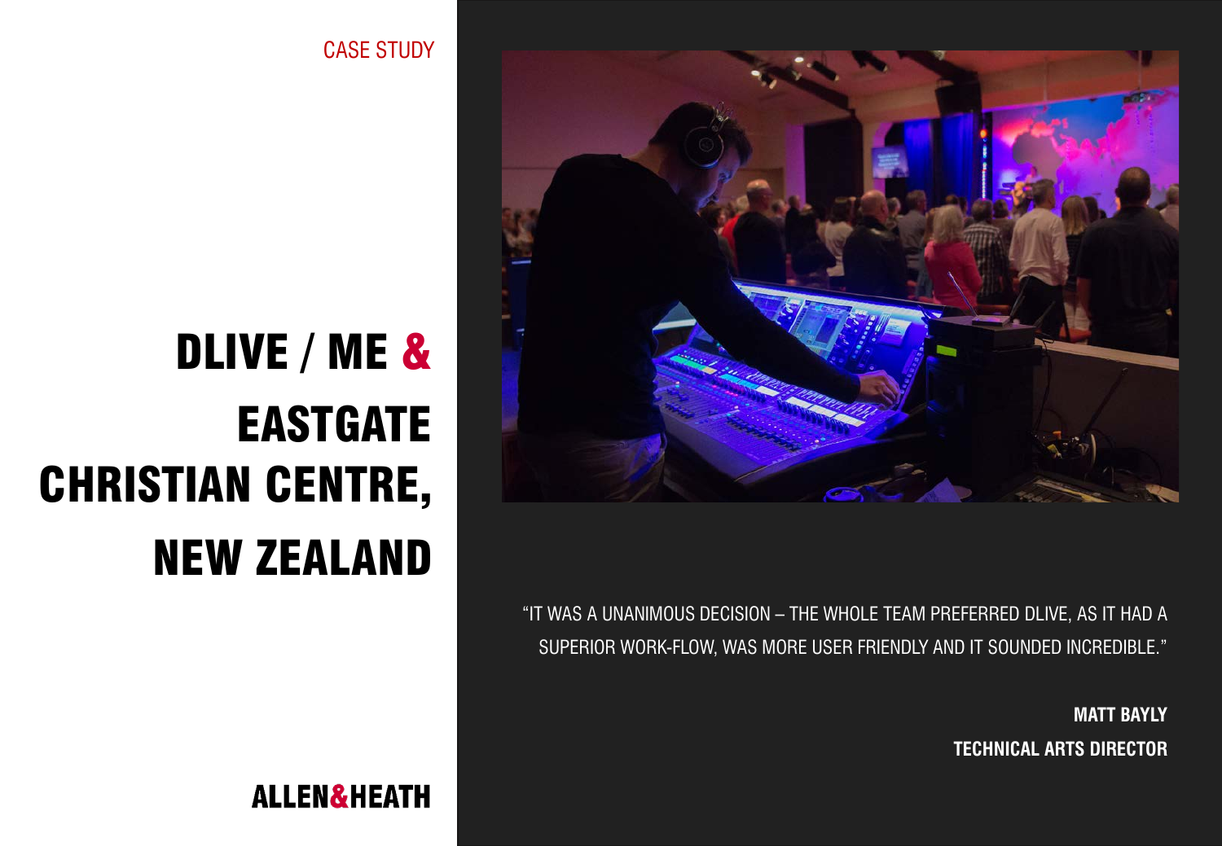CASE STUDY

# DLIVE / ME & EASTGATE CHRISTIAN CENTRE, NEW ZEALAND

"IT WAS A UNANIMOUS DECISION – THE WHOLE TEAM PREFERRED DLIVE, AS IT HAD A SUPERIOR WORK-FLOW, WAS MORE USER FRIENDLY AND IT SOUNDED INCREDIBLE."

**MATT BAYLY**
**TECHNICAL ARTS DIRECTOR**

ALLEN&HEATH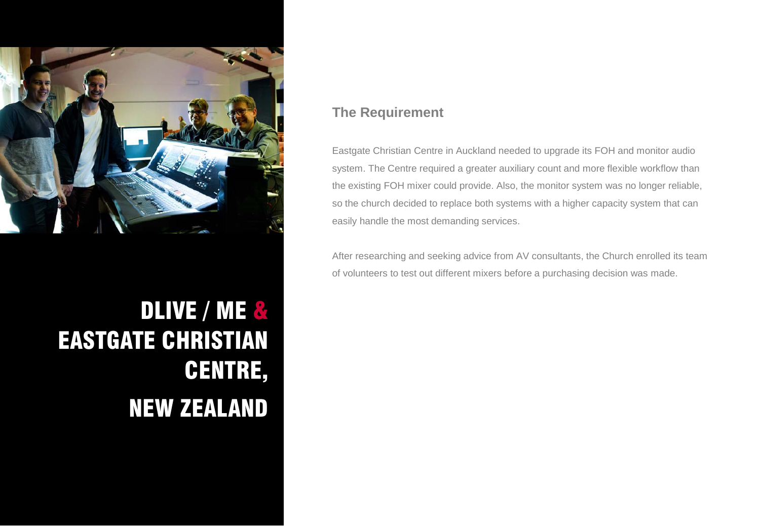# DLIVE / ME & EASTGATE CHRISTIAN CENTRE, NEW ZEALAND

## The Requirement

Eastgate Christian Centre in Auckland needed to upgrade its FOH and monitor audio system. The Centre required a greater auxiliary count and more flexible workflow than the existing FOH mixer could provide. Also, the monitor system was no longer reliable, so the church decided to replace both systems with a higher capacity system that can easily handle the most demanding services.

After researching and seeking advice from AV consultants, the Church enrolled its team of volunteers to test out different mixers before a purchasing decision was made.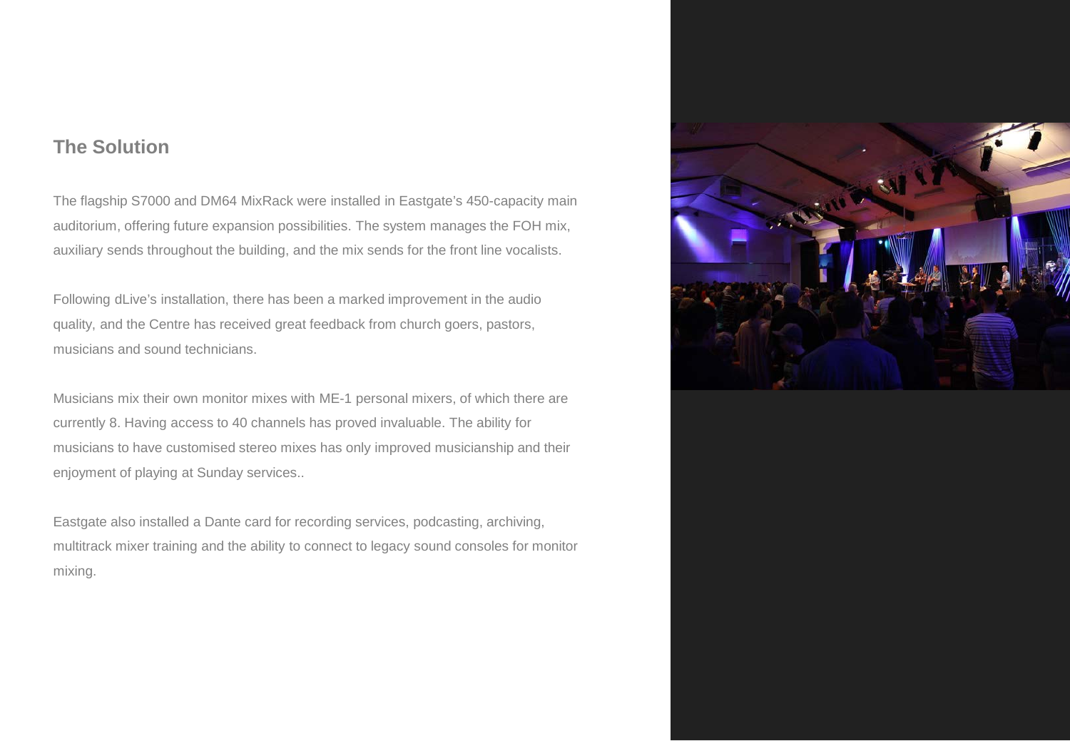## The Solution

The flagship S7000 and DM64 MixRack were installed in Eastgate's 450-capacity main auditorium, offering future expansion possibilities. The system manages the FOH mix, auxiliary sends throughout the building, and the mix sends for the front line vocalists.

Following dLive's installation, there has been a marked improvement in the audio quality, and the Centre has received great feedback from church goers, pastors, musicians and sound technicians.

Musicians mix their own monitor mixes with ME-1 personal mixers, of which there are currently 8. Having access to 40 channels has proved invaluable. The ability for musicians to have customised stereo mixes has only improved musicianship and their enjoyment of playing at Sunday services..

Eastgate also installed a Dante card for recording services, podcasting, archiving, multitrack mixer training and the ability to connect to legacy sound consoles for monitor mixing.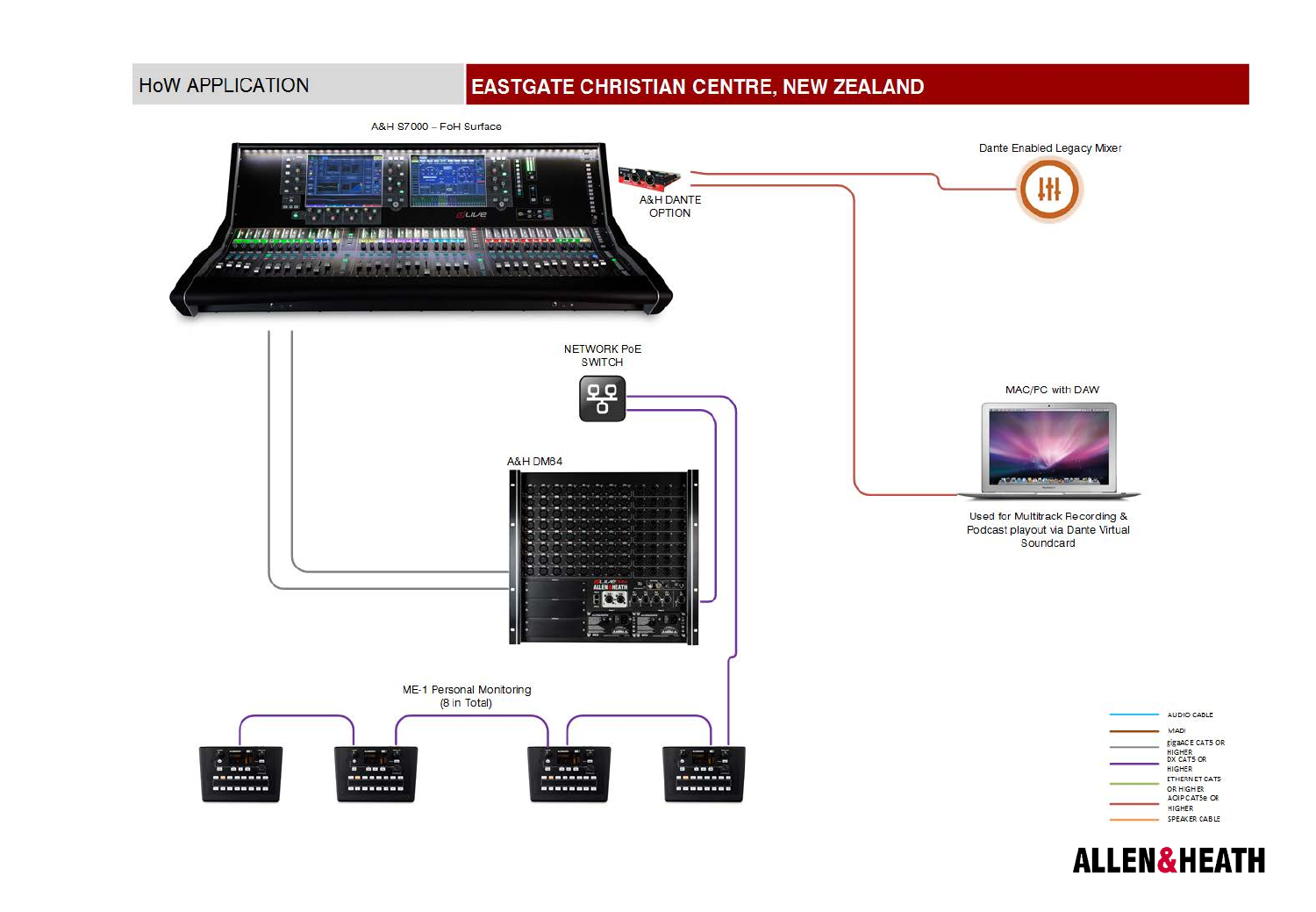HoW APPLICATION

# EASTGATE CHRISTIAN CENTRE, NEW ZEALAND

A&H S7000 – FoH Surface

A&H DANTE OPTION

Dante Enabled Legacy Mixer

NETWORK PoE SWITCH

MAC/PC with DAW

Used for Multitrack Recording & Podcast playout via Dante Virtual Soundcard

A&H DM64

ME-1 Personal Monitoring (8 in Total)

AUDIO CABLE

MADI

gigaACE CAT5 OR HIGHER

DX CAT5 OR HIGHER

ETHERNET CAT5 OR HIGHER

AOIP CAT5e OR HIGHER

SPEAKER CABLE

ALLEN&HEATH